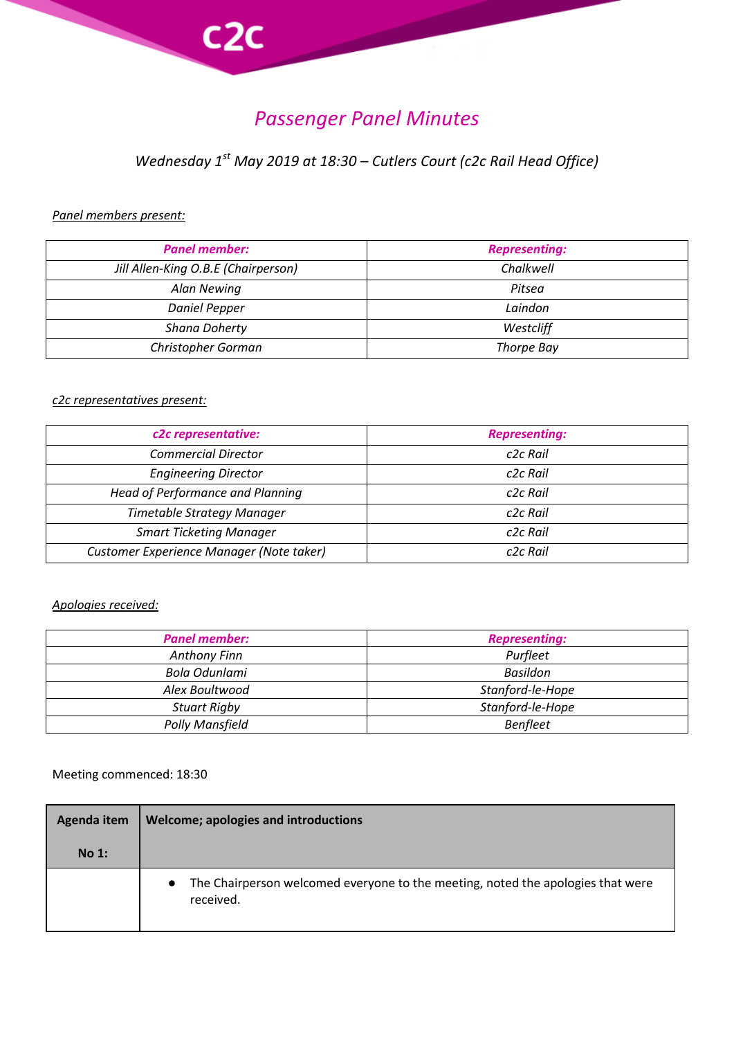c2c

# *Passenger Panel Minutes*

*Wednesday 1st May 2019 at 18:30 – Cutlers Court (c2c Rail Head Office)*

*Panel members present:*

| *Panel member:* | *Representing:* |
|---|---|
| Jill Allen-King O.B.E (Chairperson) | Chalkwell |
| Alan Newing | Pitsea |
| Daniel Pepper | Laindon |
| Shana Doherty | Westcliff |
| Christopher Gorman | Thorpe Bay |

*c2c representatives present:*

| *c2c representative:* | *Representing:* |
|---|---|
| Commercial Director | c2c Rail |
| Engineering Director | c2c Rail |
| Head of Performance and Planning | c2c Rail |
| Timetable Strategy Manager | c2c Rail |
| Smart Ticketing Manager | c2c Rail |
| Customer Experience Manager (Note taker) | c2c Rail |

*Apologies received:*

| *Panel member:* | *Representing:* |
|---|---|
| Anthony Finn | Purfleet |
| Bola Odunlami | Basildon |
| Alex Boultwood | Stanford-le-Hope |
| Stuart Rigby | Stanford-le-Hope |
| Polly Mansfield | Benfleet |

Meeting commenced: 18:30

| **Agenda item No 1:** | **Welcome; apologies and introductions** |
|---|---|
| | • The Chairperson welcomed everyone to the meeting, noted the apologies that were received. |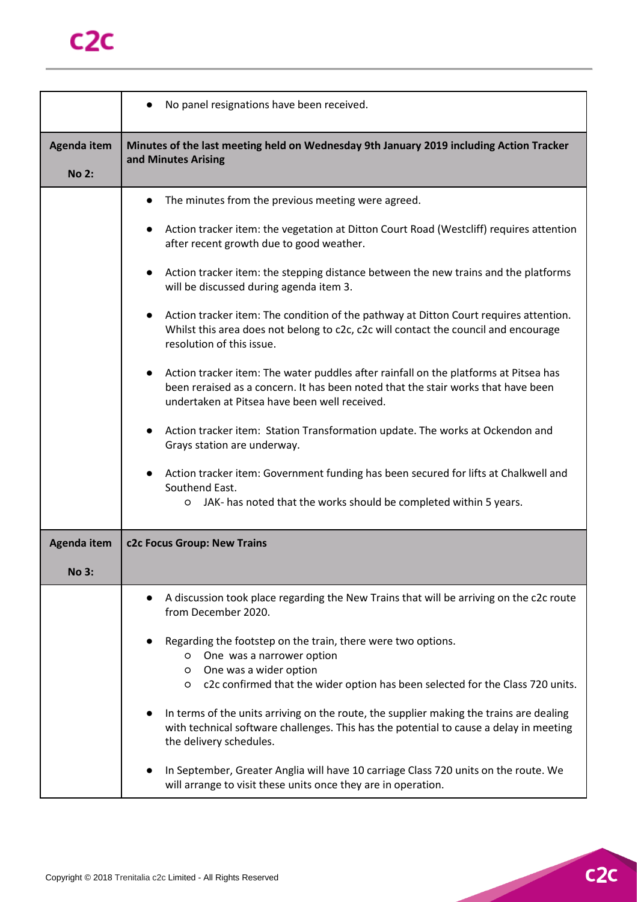| | |
|---|---|
| | • No panel resignations have been received. |
| **Agenda item No 2:** | **Minutes of the last meeting held on Wednesday 9th January 2019 including Action Tracker and Minutes Arising** |
| | • The minutes from the previous meeting were agreed.<br>• Action tracker item: the vegetation at Ditton Court Road (Westcliff) requires attention after recent growth due to good weather.<br>• Action tracker item: the stepping distance between the new trains and the platforms will be discussed during agenda item 3.<br>• Action tracker item: The condition of the pathway at Ditton Court requires attention. Whilst this area does not belong to c2c, c2c will contact the council and encourage resolution of this issue.<br>• Action tracker item: The water puddles after rainfall on the platforms at Pitsea has been reraised as a concern. It has been noted that the stair works that have been undertaken at Pitsea have been well received.<br>• Action tracker item: Station Transformation update. The works at Ockendon and Grays station are underway.<br>• Action tracker item: Government funding has been secured for lifts at Chalkwell and Southend East.<br>&nbsp;&nbsp;&nbsp;&nbsp;○ JAK- has noted that the works should be completed within 5 years. |
| **Agenda item No 3:** | **c2c Focus Group: New Trains** |
| | • A discussion took place regarding the New Trains that will be arriving on the c2c route from December 2020.<br>• Regarding the footstep on the train, there were two options.<br>&nbsp;&nbsp;&nbsp;&nbsp;○ One was a narrower option<br>&nbsp;&nbsp;&nbsp;&nbsp;○ One was a wider option<br>&nbsp;&nbsp;&nbsp;&nbsp;○ c2c confirmed that the wider option has been selected for the Class 720 units.<br>• In terms of the units arriving on the route, the supplier making the trains are dealing with technical software challenges. This has the potential to cause a delay in meeting the delivery schedules.<br>• In September, Greater Anglia will have 10 carriage Class 720 units on the route. We will arrange to visit these units once they are in operation. |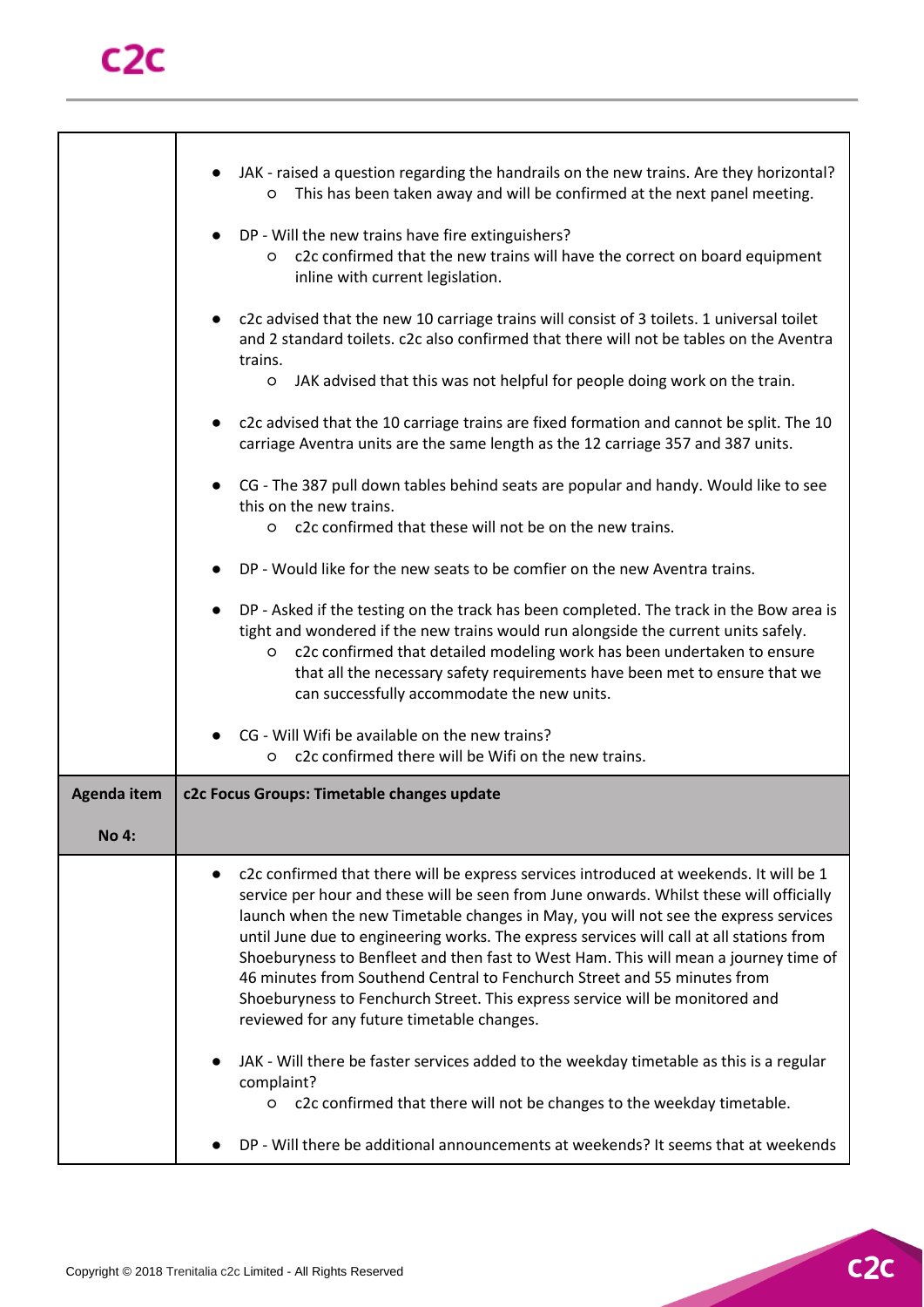| | |
|---|---|
| | • JAK - raised a question regarding the handrails on the new trains. Are they horizontal?<br>  ○ This has been taken away and will be confirmed at the next panel meeting.<br><br>• DP - Will the new trains have fire extinguishers?<br>  ○ c2c confirmed that the new trains will have the correct on board equipment inline with current legislation.<br><br>• c2c advised that the new 10 carriage trains will consist of 3 toilets. 1 universal toilet and 2 standard toilets. c2c also confirmed that there will not be tables on the Aventra trains.<br>  ○ JAK advised that this was not helpful for people doing work on the train.<br><br>• c2c advised that the 10 carriage trains are fixed formation and cannot be split. The 10 carriage Aventra units are the same length as the 12 carriage 357 and 387 units.<br><br>• CG - The 387 pull down tables behind seats are popular and handy. Would like to see this on the new trains.<br>  ○ c2c confirmed that these will not be on the new trains.<br><br>• DP - Would like for the new seats to be comfier on the new Aventra trains.<br><br>• DP - Asked if the testing on the track has been completed. The track in the Bow area is tight and wondered if the new trains would run alongside the current units safely.<br>  ○ c2c confirmed that detailed modeling work has been undertaken to ensure that all the necessary safety requirements have been met to ensure that we can successfully accommodate the new units.<br><br>• CG - Will Wifi be available on the new trains?<br>  ○ c2c confirmed there will be Wifi on the new trains. |
| **Agenda item No 4:** | **c2c Focus Groups: Timetable changes update** |
| | • c2c confirmed that there will be express services introduced at weekends. It will be 1 service per hour and these will be seen from June onwards. Whilst these will officially launch when the new Timetable changes in May, you will not see the express services until June due to engineering works. The express services will call at all stations from Shoeburyness to Benfleet and then fast to West Ham. This will mean a journey time of 46 minutes from Southend Central to Fenchurch Street and 55 minutes from Shoeburyness to Fenchurch Street. This express service will be monitored and reviewed for any future timetable changes.<br><br>• JAK - Will there be faster services added to the weekday timetable as this is a regular complaint?<br>  ○ c2c confirmed that there will not be changes to the weekday timetable.<br><br>• DP - Will there be additional announcements at weekends? It seems that at weekends |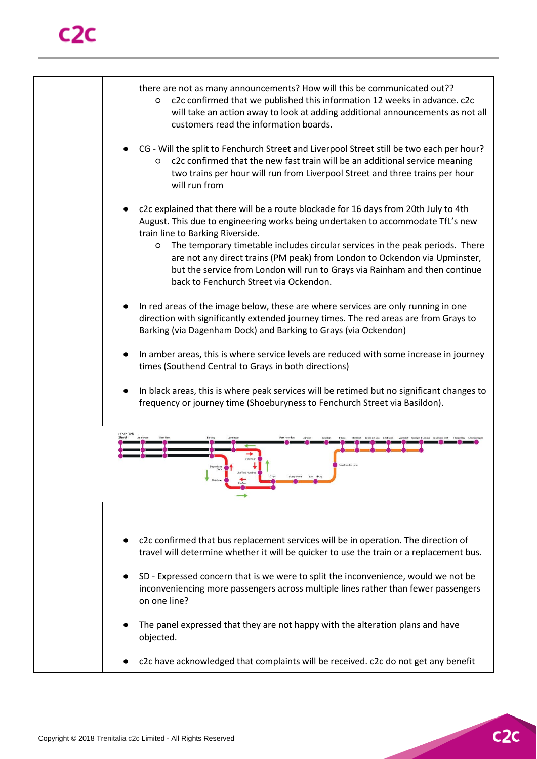there are not as many announcements? How will this be communicated out??

- c2c confirmed that we published this information 12 weeks in advance. c2c will take an action away to look at adding additional announcements as not all customers read the information boards.

- CG - Will the split to Fenchurch Street and Liverpool Street still be two each per hour?
  - c2c confirmed that the new fast train will be an additional service meaning two trains per hour will run from Liverpool Street and three trains per hour will run from

- c2c explained that there will be a route blockade for 16 days from 20th July to 4th August. This due to engineering works being undertaken to accommodate TfL's new train line to Barking Riverside.
  - The temporary timetable includes circular services in the peak periods. There are not any direct trains (PM peak) from London to Ockendon via Upminster, but the service from London will run to Grays via Rainham and then continue back to Fenchurch Street via Ockendon.

- In red areas of the image below, these are where services are only running in one direction with significantly extended journey times. The red areas are from Grays to Barking (via Dagenham Dock) and Barking to Grays (via Ockendon)

- In amber areas, this is where service levels are reduced with some increase in journey times (Southend Central to Grays in both directions)

- In black areas, this is where peak services will be retimed but no significant changes to frequency or journey time (Shoeburyness to Fenchurch Street via Basildon).

Fenchurch Street
Limehouse
West Ham
Barking
Upminster
West Horndon
Laindon
Basildon
Pitsea
Benfleet
Leigh-on-Sea
Chalkwell
Westcliff
Southend Central
Southend East
Thorpe Bay
Shoeburyness
Ockendon
Dagenham Dock
Chafford Hundred
Rainham
Purfleet
Grays
Tilbury Town
East Tilbury
Stanford-le-Hope

- c2c confirmed that bus replacement services will be in operation. The direction of travel will determine whether it will be quicker to use the train or a replacement bus.

- SD - Expressed concern that is we were to split the inconvenience, would we not be inconveniencing more passengers across multiple lines rather than fewer passengers on one line?

- The panel expressed that they are not happy with the alteration plans and have objected.

- c2c have acknowledged that complaints will be received. c2c do not get any benefit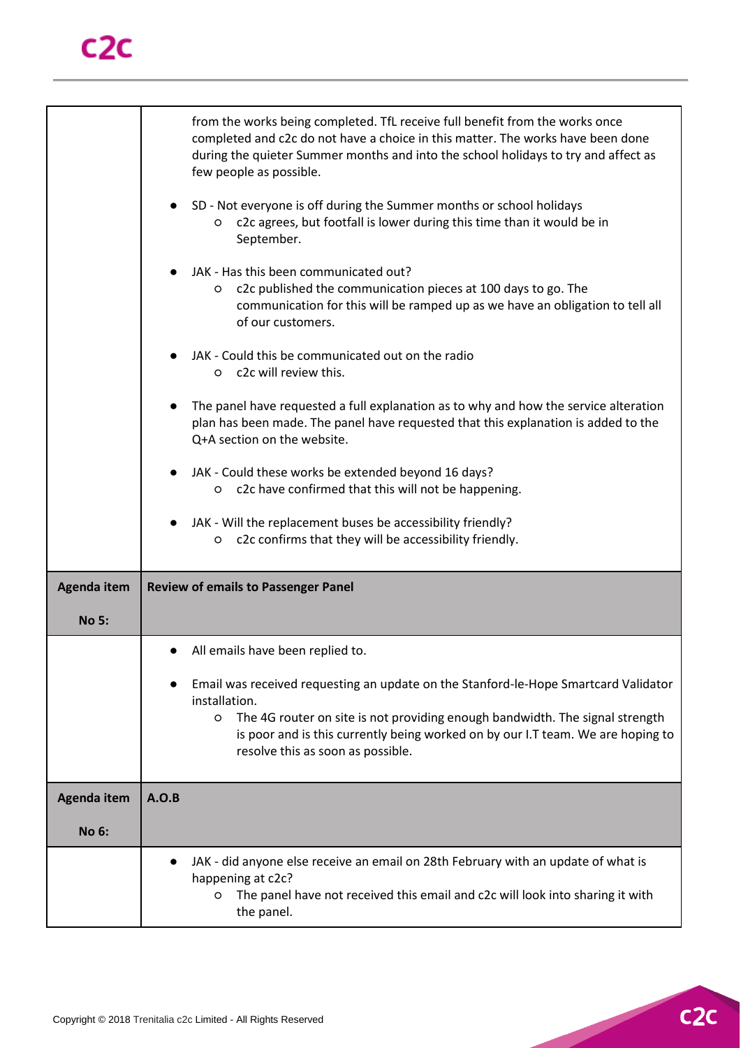| | |
|---|---|
| | from the works being completed. TfL receive full benefit from the works once completed and c2c do not have a choice in this matter. The works have been done during the quieter Summer months and into the school holidays to try and affect as few people as possible.<br><br>- SD - Not everyone is off during the Summer months or school holidays<br>  - c2c agrees, but footfall is lower during this time than it would be in September.<br>- JAK - Has this been communicated out?<br>  - c2c published the communication pieces at 100 days to go. The communication for this will be ramped up as we have an obligation to tell all of our customers.<br>- JAK - Could this be communicated out on the radio<br>  - c2c will review this.<br>- The panel have requested a full explanation as to why and how the service alteration plan has been made. The panel have requested that this explanation is added to the Q+A section on the website.<br>- JAK - Could these works be extended beyond 16 days?<br>  - c2c have confirmed that this will not be happening.<br>- JAK - Will the replacement buses be accessibility friendly?<br>  - c2c confirms that they will be accessibility friendly. |
| **Agenda item No 5:** | **Review of emails to Passenger Panel** |
| | - All emails have been replied to.<br>- Email was received requesting an update on the Stanford-le-Hope Smartcard Validator installation.<br>  - The 4G router on site is not providing enough bandwidth. The signal strength is poor and is this currently being worked on by our I.T team. We are hoping to resolve this as soon as possible. |
| **Agenda item No 6:** | **A.O.B** |
| | - JAK - did anyone else receive an email on 28th February with an update of what is happening at c2c?<br>  - The panel have not received this email and c2c will look into sharing it with the panel. |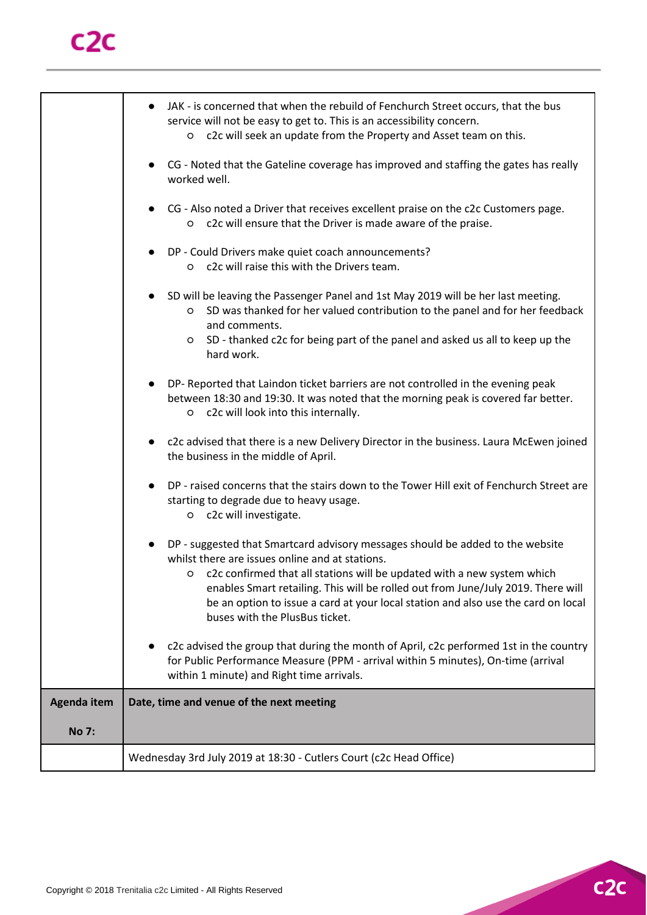| | |
|---|---|
| | <ul><li>JAK - is concerned that when the rebuild of Fenchurch Street occurs, that the bus service will not be easy to get to. This is an accessibility concern.<ul><li>c2c will seek an update from the Property and Asset team on this.</li></ul></li><li>CG - Noted that the Gateline coverage has improved and staffing the gates has really worked well.</li><li>CG - Also noted a Driver that receives excellent praise on the c2c Customers page.<ul><li>c2c will ensure that the Driver is made aware of the praise.</li></ul></li><li>DP - Could Drivers make quiet coach announcements?<ul><li>c2c will raise this with the Drivers team.</li></ul></li><li>SD will be leaving the Passenger Panel and 1st May 2019 will be her last meeting.<ul><li>SD was thanked for her valued contribution to the panel and for her feedback and comments.</li><li>SD - thanked c2c for being part of the panel and asked us all to keep up the hard work.</li></ul></li><li>DP- Reported that Laindon ticket barriers are not controlled in the evening peak between 18:30 and 19:30. It was noted that the morning peak is covered far better.<ul><li>c2c will look into this internally.</li></ul></li><li>c2c advised that there is a new Delivery Director in the business. Laura McEwen joined the business in the middle of April.</li><li>DP - raised concerns that the stairs down to the Tower Hill exit of Fenchurch Street are starting to degrade due to heavy usage.<ul><li>c2c will investigate.</li></ul></li><li>DP - suggested that Smartcard advisory messages should be added to the website whilst there are issues online and at stations.<ul><li>c2c confirmed that all stations will be updated with a new system which enables Smart retailing. This will be rolled out from June/July 2019. There will be an option to issue a card at your local station and also use the card on local buses with the PlusBus ticket.</li></ul></li><li>c2c advised the group that during the month of April, c2c performed 1st in the country for Public Performance Measure (PPM - arrival within 5 minutes), On-time (arrival within 1 minute) and Right time arrivals.</li></ul> |
| **Agenda item No 7:** | **Date, time and venue of the next meeting** |
| | Wednesday 3rd July 2019 at 18:30 - Cutlers Court (c2c Head Office) |